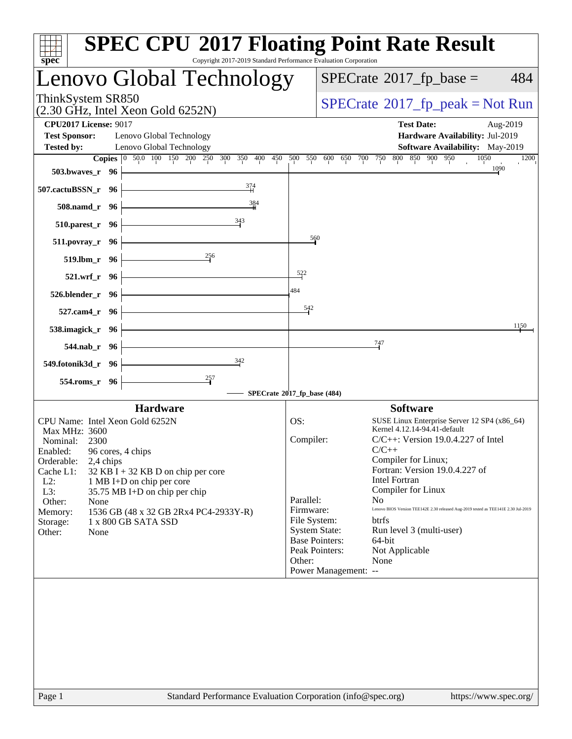# SPEC CPU 2017 Floating Point Rate Result

Copyright 2017-2019 Standard Performance Evaluation Corporation

## Lenovo Global Technology

ThinkSystem SR850
(2.30 GHz, Intel Xeon Gold 6252N)

SPECrate 2017_fp_base = 484

SPECrate 2017_fp_peak = Not Run

**CPU2017 License:** 9017
**Test Sponsor:** Lenovo Global Technology
**Tested by:** Lenovo Global Technology

**Test Date:** Aug-2019
**Hardware Availability:** Jul-2019
**Software Availability:** May-2019

| Benchmark | Copies | SPECrate 2017_fp_base |
|---|---|---|
| 503.bwaves_r | 96 | 1090 |
| 507.cactuBSSN_r | 96 | 374 |
| 508.namd_r | 96 | 384 |
| 510.parest_r | 96 | 343 |
| 511.povray_r | 96 | 560 |
| 519.lbm_r | 96 | 256 |
| 521.wrf_r | 96 | 522 |
| 526.blender_r | 96 | 484 |
| 527.cam4_r | 96 | 542 |
| 538.imagick_r | 96 | 1150 |
| 544.nab_r | 96 | 747 |
| 549.fotonik3d_r | 96 | 342 |
| 554.roms_r | 96 | 257 |

SPECrate 2017_fp_base (484)

### Hardware

| | |
|---|---|
| CPU Name: | Intel Xeon Gold 6252N |
| Max MHz: | 3600 |
| Nominal: | 2300 |
| Enabled: | 96 cores, 4 chips |
| Orderable: | 2,4 chips |
| Cache L1: | 32 KB I + 32 KB D on chip per core |
| L2: | 1 MB I+D on chip per core |
| L3: | 35.75 MB I+D on chip per chip |
| Other: | None |
| Memory: | 1536 GB (48 x 32 GB 2Rx4 PC4-2933Y-R) |
| Storage: | 1 x 800 GB SATA SSD |
| Other: | None |

### Software

| | |
|---|---|
| OS: | SUSE Linux Enterprise Server 12 SP4 (x86_64) Kernel 4.12.14-94.41-default |
| Compiler: | C/C++: Version 19.0.4.227 of Intel C/C++ Compiler for Linux; Fortran: Version 19.0.4.227 of Intel Fortran Compiler for Linux |
| Parallel: | No |
| Firmware: | Lenovo BIOS Version TEE142E 2.30 released Aug-2019 tested as TEE141E 2.30 Jul-2019 |
| File System: | btrfs |
| System State: | Run level 3 (multi-user) |
| Base Pointers: | 64-bit |
| Peak Pointers: | Not Applicable |
| Other: | None |
| Power Management: | -- |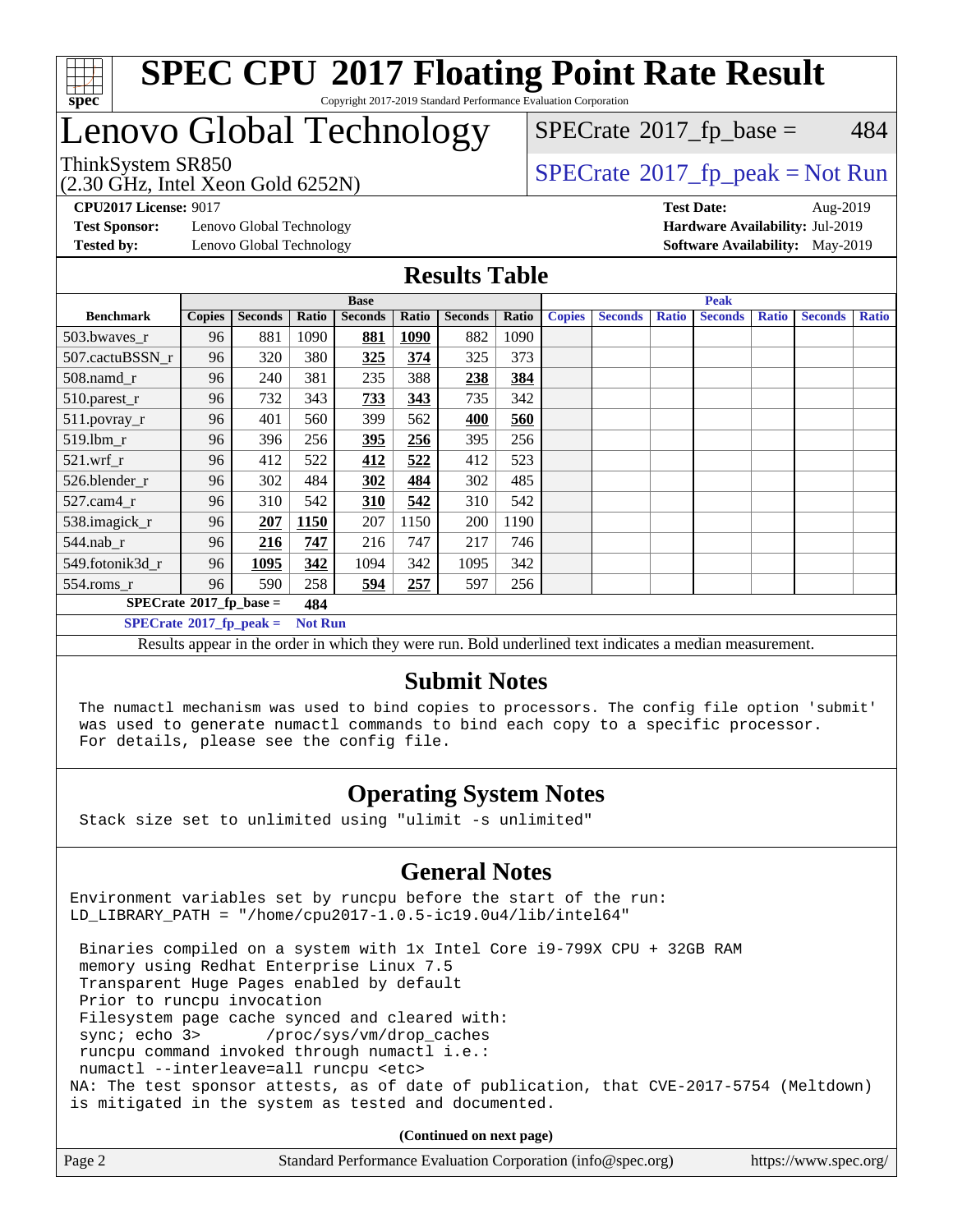# SPEC CPU 2017 Floating Point Rate Result

Copyright 2017-2019 Standard Performance Evaluation Corporation

# Lenovo Global Technology

ThinkSystem SR850
(2.30 GHz, Intel Xeon Gold 6252N)

SPECrate 2017_fp_base = 484

SPECrate 2017_fp_peak = Not Run

**CPU2017 License:** 9017
**Test Sponsor:** Lenovo Global Technology
**Tested by:** Lenovo Global Technology

**Test Date:** Aug-2019
**Hardware Availability:** Jul-2019
**Software Availability:** May-2019

## Results Table

| Benchmark | Base | | | | | | | Peak | | | | | | |
|---|---|---|---|---|---|---|---|---|---|---|---|---|---|---|
| | Copies | Seconds | Ratio | Seconds | Ratio | Seconds | Ratio | Copies | Seconds | Ratio | Seconds | Ratio | Seconds | Ratio |
| 503.bwaves_r | 96 | 881 | 1090 | **881** | **1090** | 882 | 1090 | | | | | | | |
| 507.cactuBSSN_r | 96 | 320 | 380 | **325** | **374** | 325 | 373 | | | | | | | |
| 508.namd_r | 96 | 240 | 381 | 235 | 388 | **238** | **384** | | | | | | | |
| 510.parest_r | 96 | 732 | 343 | **733** | **343** | 735 | 342 | | | | | | | |
| 511.povray_r | 96 | 401 | 560 | 399 | 562 | **400** | **560** | | | | | | | |
| 519.lbm_r | 96 | 396 | 256 | **395** | **256** | 395 | 256 | | | | | | | |
| 521.wrf_r | 96 | 412 | 522 | **412** | **522** | 412 | 523 | | | | | | | |
| 526.blender_r | 96 | 302 | 484 | **302** | **484** | 302 | 485 | | | | | | | |
| 527.cam4_r | 96 | 310 | 542 | **310** | **542** | 310 | 542 | | | | | | | |
| 538.imagick_r | 96 | **207** | **1150** | 207 | 1150 | 200 | 1190 | | | | | | | |
| 544.nab_r | 96 | **216** | **747** | 216 | 747 | 217 | 746 | | | | | | | |
| 549.fotonik3d_r | 96 | **1095** | **342** | 1094 | 342 | 1095 | 342 | | | | | | | |
| 554.roms_r | 96 | 590 | 258 | **594** | **257** | 597 | 256 | | | | | | | |

**SPECrate 2017_fp_base = 484**

**SPECrate 2017_fp_peak = Not Run**

Results appear in the order in which they were run. Bold underlined text indicates a median measurement.

## Submit Notes

```
The numactl mechanism was used to bind copies to processors. The config file option 'submit'
was used to generate numactl commands to bind each copy to a specific processor.
For details, please see the config file.
```

## Operating System Notes

```
Stack size set to unlimited using "ulimit -s unlimited"
```

## General Notes

```
Environment variables set by runcpu before the start of the run:
LD_LIBRARY_PATH = "/home/cpu2017-1.0.5-ic19.0u4/lib/intel64"

 Binaries compiled on a system with 1x Intel Core i9-799X CPU + 32GB RAM
 memory using Redhat Enterprise Linux 7.5
 Transparent Huge Pages enabled by default
 Prior to runcpu invocation
 Filesystem page cache synced and cleared with:
 sync; echo 3>       /proc/sys/vm/drop_caches
 runcpu command invoked through numactl i.e.:
 numactl --interleave=all runcpu <etc>
NA: The test sponsor attests, as of date of publication, that CVE-2017-5754 (Meltdown)
is mitigated in the system as tested and documented.
```

**(Continued on next page)**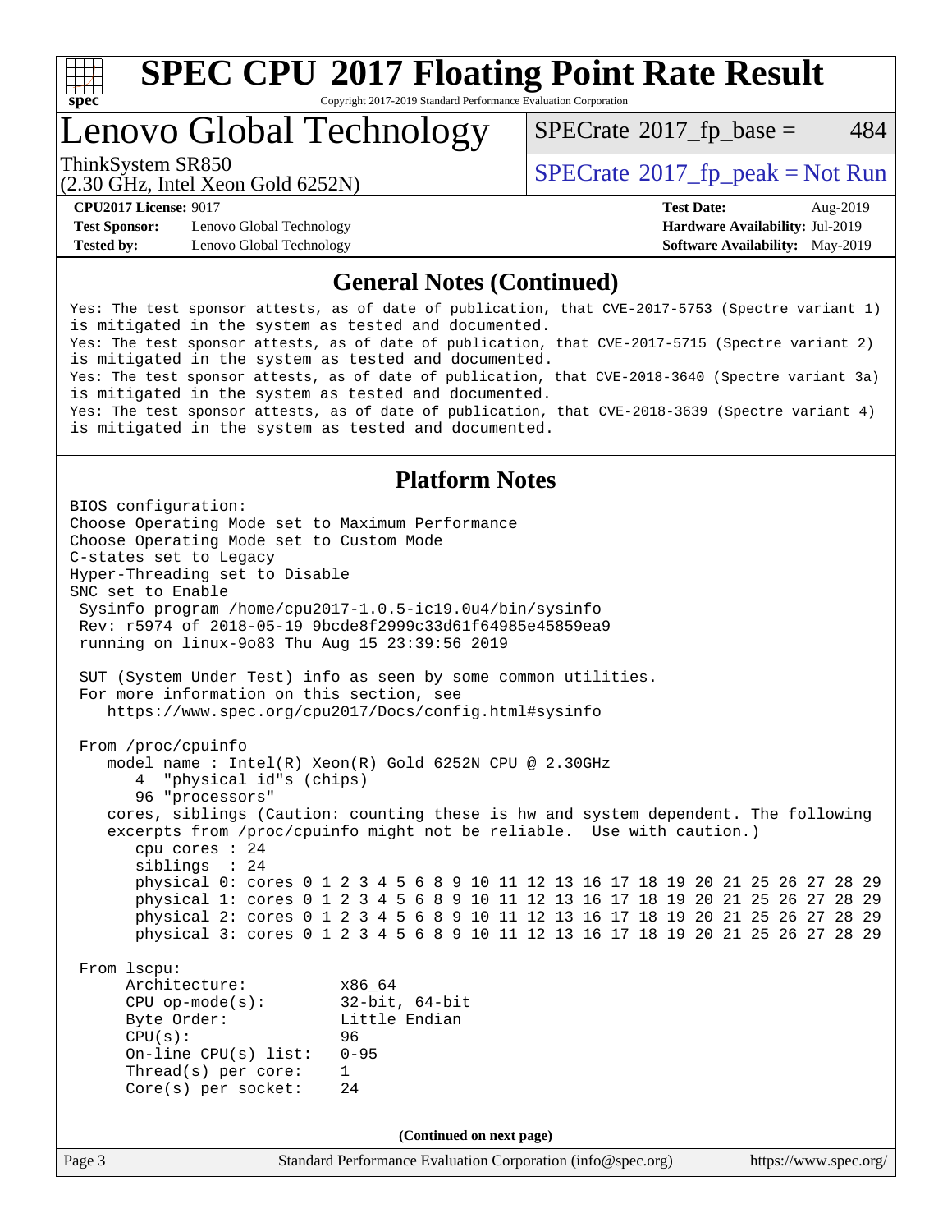# SPEC CPU 2017 Floating Point Rate Result

Copyright 2017-2019 Standard Performance Evaluation Corporation

# Lenovo Global Technology

ThinkSystem SR850
(2.30 GHz, Intel Xeon Gold 6252N)

SPECrate 2017_fp_base = 484

SPECrate 2017_fp_peak = Not Run

**CPU2017 License:** 9017
**Test Sponsor:** Lenovo Global Technology
**Tested by:** Lenovo Global Technology

**Test Date:** Aug-2019
**Hardware Availability:** Jul-2019
**Software Availability:** May-2019

## General Notes (Continued)

```
Yes: The test sponsor attests, as of date of publication, that CVE-2017-5753 (Spectre variant 1)
is mitigated in the system as tested and documented.
Yes: The test sponsor attests, as of date of publication, that CVE-2017-5715 (Spectre variant 2)
is mitigated in the system as tested and documented.
Yes: The test sponsor attests, as of date of publication, that CVE-2018-3640 (Spectre variant 3a)
is mitigated in the system as tested and documented.
Yes: The test sponsor attests, as of date of publication, that CVE-2018-3639 (Spectre variant 4)
is mitigated in the system as tested and documented.
```

## Platform Notes

```
BIOS configuration:
Choose Operating Mode set to Maximum Performance
Choose Operating Mode set to Custom Mode
C-states set to Legacy
Hyper-Threading set to Disable
SNC set to Enable
 Sysinfo program /home/cpu2017-1.0.5-ic19.0u4/bin/sysinfo
 Rev: r5974 of 2018-05-19 9bcde8f2999c33d61f64985e45859ea9
 running on linux-9o83 Thu Aug 15 23:39:56 2019

 SUT (System Under Test) info as seen by some common utilities.
 For more information on this section, see
    https://www.spec.org/cpu2017/Docs/config.html#sysinfo

 From /proc/cpuinfo
    model name : Intel(R) Xeon(R) Gold 6252N CPU @ 2.30GHz
       4  "physical id"s (chips)
       96 "processors"
    cores, siblings (Caution: counting these is hw and system dependent. The following
    excerpts from /proc/cpuinfo might not be reliable.  Use with caution.)
       cpu cores : 24
       siblings  : 24
       physical 0: cores 0 1 2 3 4 5 6 8 9 10 11 12 13 16 17 18 19 20 21 25 26 27 28 29
       physical 1: cores 0 1 2 3 4 5 6 8 9 10 11 12 13 16 17 18 19 20 21 25 26 27 28 29
       physical 2: cores 0 1 2 3 4 5 6 8 9 10 11 12 13 16 17 18 19 20 21 25 26 27 28 29
       physical 3: cores 0 1 2 3 4 5 6 8 9 10 11 12 13 16 17 18 19 20 21 25 26 27 28 29

 From lscpu:
      Architecture:          x86_64
      CPU op-mode(s):        32-bit, 64-bit
      Byte Order:            Little Endian
      CPU(s):                96
      On-line CPU(s) list:   0-95
      Thread(s) per core:    1
      Core(s) per socket:    24
```

**(Continued on next page)**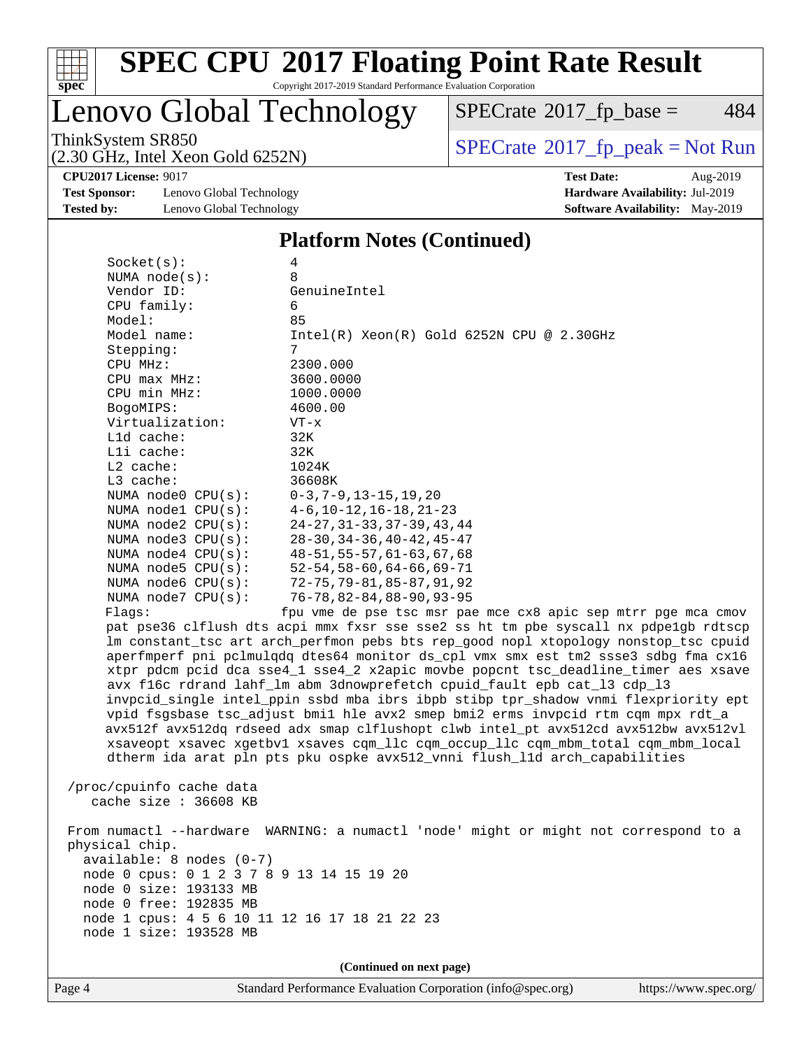## Platform Notes (Continued)

```
     Socket(s):               4
     NUMA node(s):            8
     Vendor ID:               GenuineIntel
     CPU family:              6
     Model:                   85
     Model name:              Intel(R) Xeon(R) Gold 6252N CPU @ 2.30GHz
     Stepping:                7
     CPU MHz:                 2300.000
     CPU max MHz:             3600.0000
     CPU min MHz:             1000.0000
     BogoMIPS:                4600.00
     Virtualization:          VT-x
     L1d cache:               32K
     L1i cache:               32K
     L2 cache:                1024K
     L3 cache:                36608K
     NUMA node0 CPU(s):       0-3,7-9,13-15,19,20
     NUMA node1 CPU(s):       4-6,10-12,16-18,21-23
     NUMA node2 CPU(s):       24-27,31-33,37-39,43,44
     NUMA node3 CPU(s):       28-30,34-36,40-42,45-47
     NUMA node4 CPU(s):       48-51,55-57,61-63,67,68
     NUMA node5 CPU(s):       52-54,58-60,64-66,69-71
     NUMA node6 CPU(s):       72-75,79-81,85-87,91,92
     NUMA node7 CPU(s):       76-78,82-84,88-90,93-95
     Flags:                   fpu vme de pse tsc msr pae mce cx8 apic sep mtrr pge mca cmov
     pat pse36 clflush dts acpi mmx fxsr sse sse2 ss ht tm pbe syscall nx pdpe1gb rdtscp
     lm constant_tsc art arch_perfmon pebs bts rep_good nopl xtopology nonstop_tsc cpuid
     aperfmperf pni pclmulqdq dtes64 monitor ds_cpl vmx smx est tm2 ssse3 sdbg fma cx16
     xtpr pdcm pcid dca sse4_1 sse4_2 x2apic movbe popcnt tsc_deadline_timer aes xsave
     avx f16c rdrand lahf_lm abm 3dnowprefetch cpuid_fault epb cat_l3 cdp_l3
     invpcid_single intel_ppin ssbd mba ibrs ibpb stibp tpr_shadow vnmi flexpriority ept
     vpid fsgsbase tsc_adjust bmi1 hle avx2 smep bmi2 erms invpcid rtm cqm mpx rdt_a
     avx512f avx512dq rdseed adx smap clflushopt clwb intel_pt avx512cd avx512bw avx512vl
     xsaveopt xsavec xgetbv1 xsaves cqm_llc cqm_occup_llc cqm_mbm_total cqm_mbm_local
     dtherm ida arat pln pts pku ospke avx512_vnni flush_l1d arch_capabilities

 /proc/cpuinfo cache data
    cache size : 36608 KB

 From numactl --hardware  WARNING: a numactl 'node' might or might not correspond to a
 physical chip.
   available: 8 nodes (0-7)
   node 0 cpus: 0 1 2 3 7 8 9 13 14 15 19 20
   node 0 size: 193133 MB
   node 0 free: 192835 MB
   node 1 cpus: 4 5 6 10 11 12 16 17 18 21 22 23
   node 1 size: 193528 MB
```

**(Continued on next page)**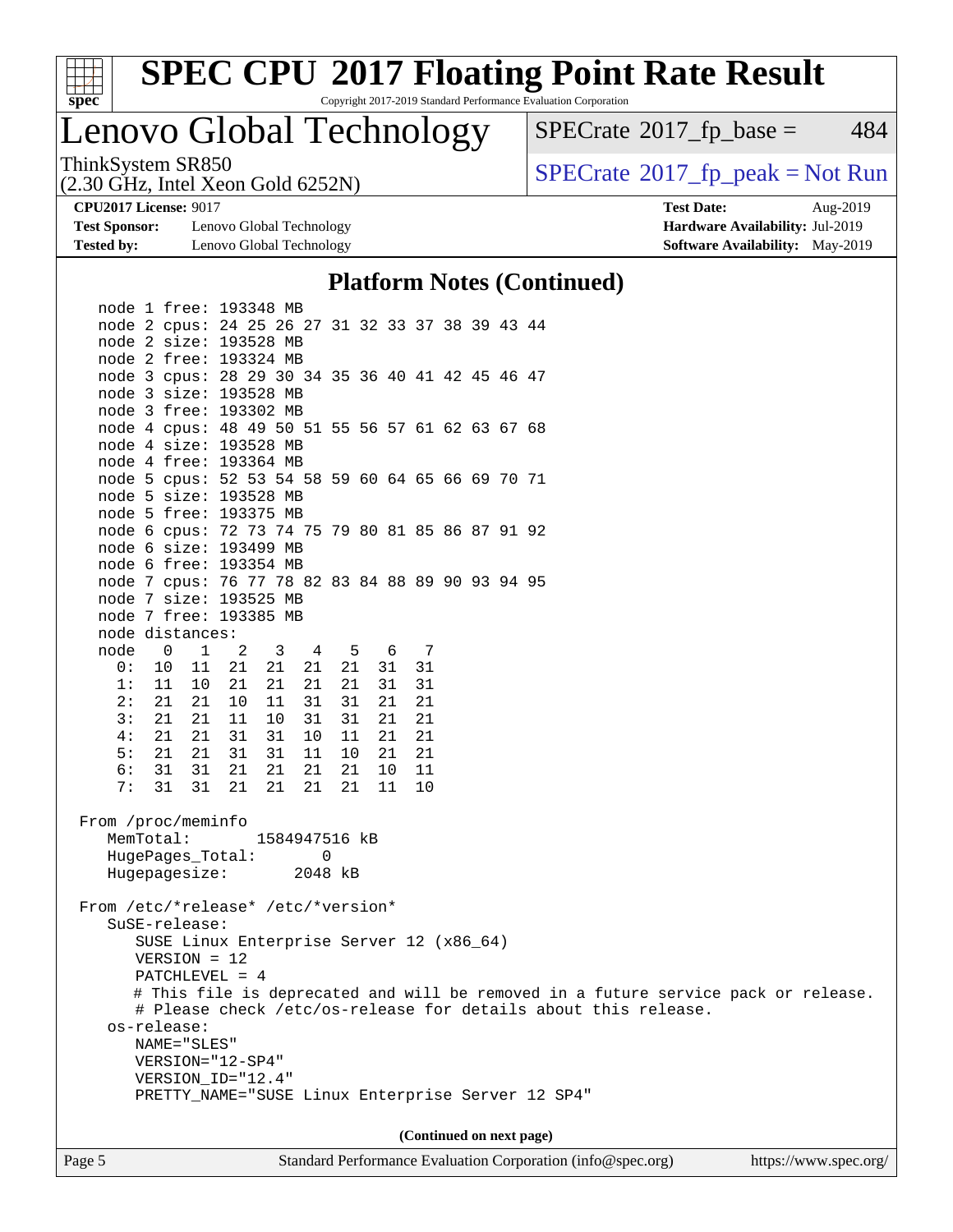## Platform Notes (Continued)

```
   node 1 free: 193348 MB
   node 2 cpus: 24 25 26 27 31 32 33 37 38 39 43 44
   node 2 size: 193528 MB
   node 2 free: 193324 MB
   node 3 cpus: 28 29 30 34 35 36 40 41 42 45 46 47
   node 3 size: 193528 MB
   node 3 free: 193302 MB
   node 4 cpus: 48 49 50 51 55 56 57 61 62 63 67 68
   node 4 size: 193528 MB
   node 4 free: 193364 MB
   node 5 cpus: 52 53 54 58 59 60 64 65 66 69 70 71
   node 5 size: 193528 MB
   node 5 free: 193375 MB
   node 6 cpus: 72 73 74 75 79 80 81 85 86 87 91 92
   node 6 size: 193499 MB
   node 6 free: 193354 MB
   node 7 cpus: 76 77 78 82 83 84 88 89 90 93 94 95
   node 7 size: 193525 MB
   node 7 free: 193385 MB
   node distances:
   node   0   1   2   3   4   5   6   7
     0:  10  11  21  21  21  21  31  31
     1:  11  10  21  21  21  21  31  31
     2:  21  21  10  11  31  31  21  21
     3:  21  21  11  10  31  31  21  21
     4:  21  21  31  31  10  11  21  21
     5:  21  21  31  31  11  10  21  21
     6:  31  31  21  21  21  21  10  11
     7:  31  31  21  21  21  21  11  10

 From /proc/meminfo
    MemTotal:       1584947516 kB
    HugePages_Total:       0
    Hugepagesize:       2048 kB

 From /etc/*release* /etc/*version*
    SuSE-release:
       SUSE Linux Enterprise Server 12 (x86_64)
       VERSION = 12
       PATCHLEVEL = 4
       # This file is deprecated and will be removed in a future service pack or release.
       # Please check /etc/os-release for details about this release.
    os-release:
       NAME="SLES"
       VERSION="12-SP4"
       VERSION_ID="12.4"
       PRETTY_NAME="SUSE Linux Enterprise Server 12 SP4"
```

(Continued on next page)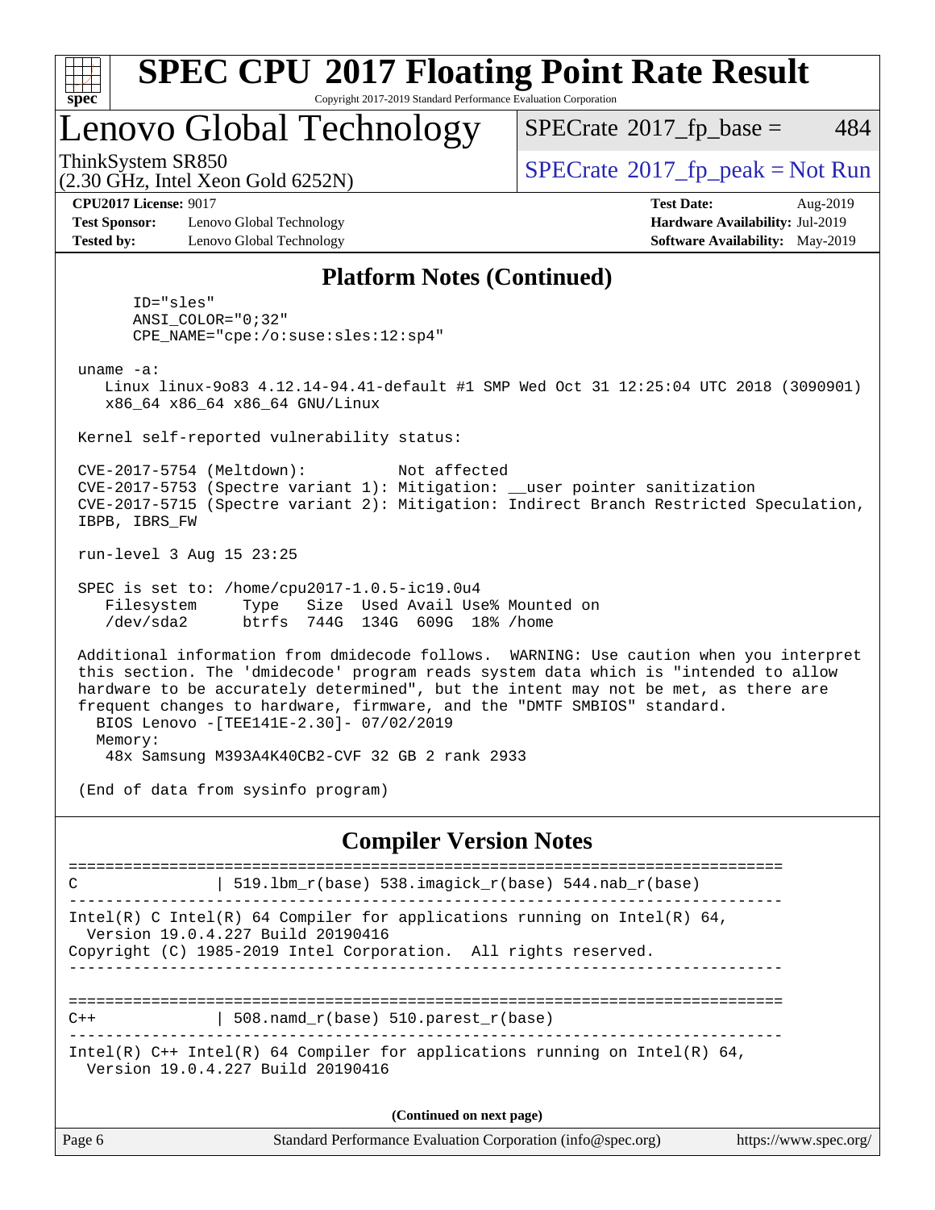## Platform Notes (Continued)

```
       ID="sles"
       ANSI_COLOR="0;32"
       CPE_NAME="cpe:/o:suse:sles:12:sp4"

 uname -a:
    Linux linux-9o83 4.12.14-94.41-default #1 SMP Wed Oct 31 12:25:04 UTC 2018 (3090901)
    x86_64 x86_64 x86_64 GNU/Linux

 Kernel self-reported vulnerability status:

 CVE-2017-5754 (Meltdown):          Not affected
 CVE-2017-5753 (Spectre variant 1): Mitigation: __user pointer sanitization
 CVE-2017-5715 (Spectre variant 2): Mitigation: Indirect Branch Restricted Speculation,
 IBPB, IBRS_FW

 run-level 3 Aug 15 23:25

 SPEC is set to: /home/cpu2017-1.0.5-ic19.0u4
    Filesystem     Type   Size  Used Avail Use% Mounted on
    /dev/sda2      btrfs  744G  134G  609G  18% /home

 Additional information from dmidecode follows.  WARNING: Use caution when you interpret
 this section. The 'dmidecode' program reads system data which is "intended to allow
 hardware to be accurately determined", but the intent may not be met, as there are
 frequent changes to hardware, firmware, and the "DMTF SMBIOS" standard.
   BIOS Lenovo -[TEE141E-2.30]- 07/02/2019
   Memory:
    48x Samsung M393A4K40CB2-CVF 32 GB 2 rank 2933

 (End of data from sysinfo program)
```

## Compiler Version Notes

```
==============================================================================
C              | 519.lbm_r(base) 538.imagick_r(base) 544.nab_r(base)
------------------------------------------------------------------------------
Intel(R) C Intel(R) 64 Compiler for applications running on Intel(R) 64,
  Version 19.0.4.227 Build 20190416
Copyright (C) 1985-2019 Intel Corporation.  All rights reserved.
------------------------------------------------------------------------------

==============================================================================
C++            | 508.namd_r(base) 510.parest_r(base)
------------------------------------------------------------------------------
Intel(R) C++ Intel(R) 64 Compiler for applications running on Intel(R) 64,
  Version 19.0.4.227 Build 20190416
```

(Continued on next page)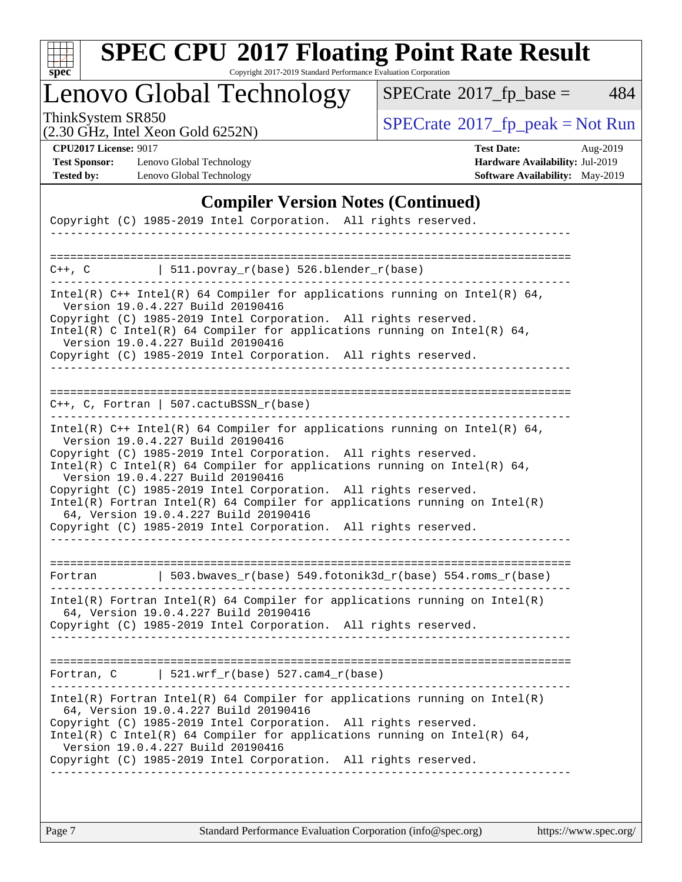# SPEC CPU 2017 Floating Point Rate Result

Copyright 2017-2019 Standard Performance Evaluation Corporation

## Lenovo Global Technology

ThinkSystem SR850
(2.30 GHz, Intel Xeon Gold 6252N)

SPECrate 2017_fp_base = 484

SPECrate 2017_fp_peak = Not Run

**CPU2017 License:** 9017
**Test Sponsor:** Lenovo Global Technology
**Tested by:** Lenovo Global Technology

**Test Date:** Aug-2019
**Hardware Availability:** Jul-2019
**Software Availability:** May-2019

### Compiler Version Notes (Continued)

```
Copyright (C) 1985-2019 Intel Corporation.  All rights reserved.
------------------------------------------------------------------------------

==============================================================================
C++, C          | 511.povray_r(base) 526.blender_r(base)
------------------------------------------------------------------------------
Intel(R) C++ Intel(R) 64 Compiler for applications running on Intel(R) 64,
  Version 19.0.4.227 Build 20190416
Copyright (C) 1985-2019 Intel Corporation.  All rights reserved.
Intel(R) C Intel(R) 64 Compiler for applications running on Intel(R) 64,
  Version 19.0.4.227 Build 20190416
Copyright (C) 1985-2019 Intel Corporation.  All rights reserved.
------------------------------------------------------------------------------

==============================================================================
C++, C, Fortran | 507.cactuBSSN_r(base)
------------------------------------------------------------------------------
Intel(R) C++ Intel(R) 64 Compiler for applications running on Intel(R) 64,
  Version 19.0.4.227 Build 20190416
Copyright (C) 1985-2019 Intel Corporation.  All rights reserved.
Intel(R) C Intel(R) 64 Compiler for applications running on Intel(R) 64,
  Version 19.0.4.227 Build 20190416
Copyright (C) 1985-2019 Intel Corporation.  All rights reserved.
Intel(R) Fortran Intel(R) 64 Compiler for applications running on Intel(R)
  64, Version 19.0.4.227 Build 20190416
Copyright (C) 1985-2019 Intel Corporation.  All rights reserved.
------------------------------------------------------------------------------

==============================================================================
Fortran         | 503.bwaves_r(base) 549.fotonik3d_r(base) 554.roms_r(base)
------------------------------------------------------------------------------
Intel(R) Fortran Intel(R) 64 Compiler for applications running on Intel(R)
  64, Version 19.0.4.227 Build 20190416
Copyright (C) 1985-2019 Intel Corporation.  All rights reserved.
------------------------------------------------------------------------------

==============================================================================
Fortran, C      | 521.wrf_r(base) 527.cam4_r(base)
------------------------------------------------------------------------------
Intel(R) Fortran Intel(R) 64 Compiler for applications running on Intel(R)
  64, Version 19.0.4.227 Build 20190416
Copyright (C) 1985-2019 Intel Corporation.  All rights reserved.
Intel(R) C Intel(R) 64 Compiler for applications running on Intel(R) 64,
  Version 19.0.4.227 Build 20190416
Copyright (C) 1985-2019 Intel Corporation.  All rights reserved.
------------------------------------------------------------------------------
```

Standard Performance Evaluation Corporation (info@spec.org) https://www.spec.org/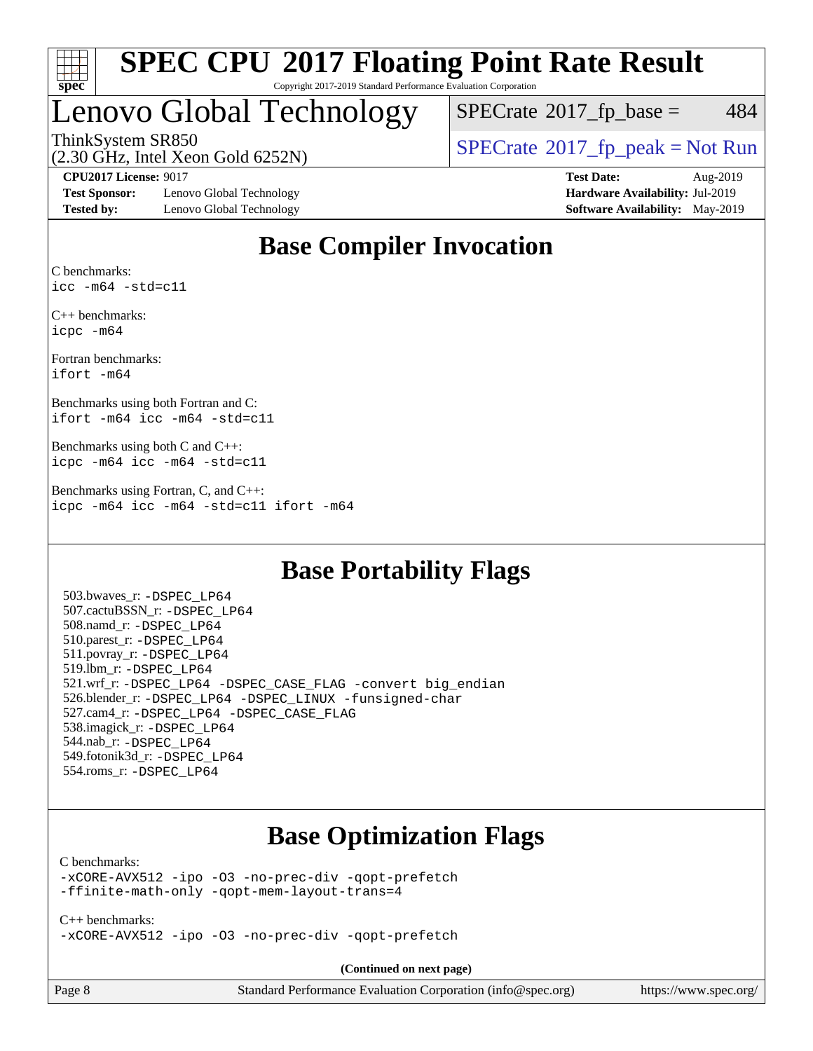# SPEC CPU 2017 Floating Point Rate Result

Copyright 2017-2019 Standard Performance Evaluation Corporation

# Lenovo Global Technology

ThinkSystem SR850
(2.30 GHz, Intel Xeon Gold 6252N)

SPECrate 2017_fp_base = 484

SPECrate 2017_fp_peak = Not Run

**CPU2017 License:** 9017
**Test Sponsor:** Lenovo Global Technology
**Tested by:** Lenovo Global Technology

**Test Date:** Aug-2019
**Hardware Availability:** Jul-2019
**Software Availability:** May-2019

## Base Compiler Invocation

C benchmarks:
`icc -m64 -std=c11`

C++ benchmarks:
`icpc -m64`

Fortran benchmarks:
`ifort -m64`

Benchmarks using both Fortran and C:
`ifort -m64 icc -m64 -std=c11`

Benchmarks using both C and C++:
`icpc -m64 icc -m64 -std=c11`

Benchmarks using Fortran, C, and C++:
`icpc -m64 icc -m64 -std=c11 ifort -m64`

## Base Portability Flags

503.bwaves_r: -DSPEC_LP64
507.cactuBSSN_r: -DSPEC_LP64
508.namd_r: -DSPEC_LP64
510.parest_r: -DSPEC_LP64
511.povray_r: -DSPEC_LP64
519.lbm_r: -DSPEC_LP64
521.wrf_r: -DSPEC_LP64 -DSPEC_CASE_FLAG -convert big_endian
526.blender_r: -DSPEC_LP64 -DSPEC_LINUX -funsigned-char
527.cam4_r: -DSPEC_LP64 -DSPEC_CASE_FLAG
538.imagick_r: -DSPEC_LP64
544.nab_r: -DSPEC_LP64
549.fotonik3d_r: -DSPEC_LP64
554.roms_r: -DSPEC_LP64

## Base Optimization Flags

C benchmarks:
`-xCORE-AVX512 -ipo -O3 -no-prec-div -qopt-prefetch`
`-ffinite-math-only -qopt-mem-layout-trans=4`

C++ benchmarks:
`-xCORE-AVX512 -ipo -O3 -no-prec-div -qopt-prefetch`

**(Continued on next page)**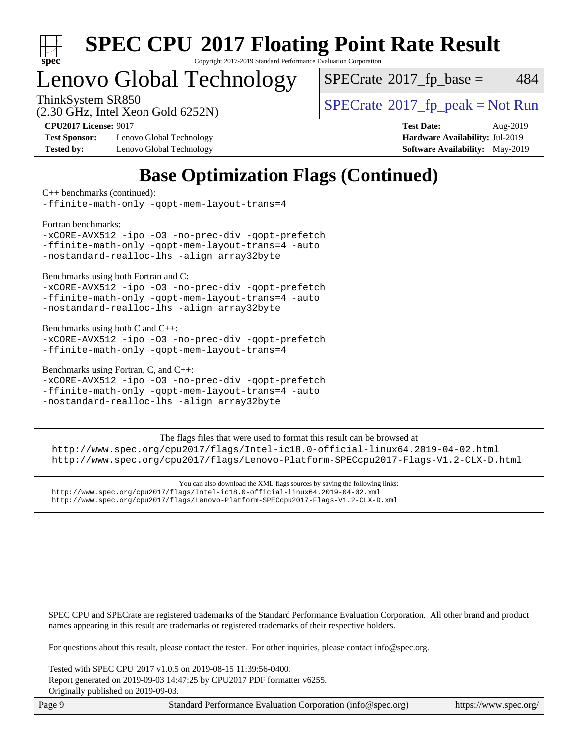## Base Optimization Flags (Continued)

C++ benchmarks (continued):
-ffinite-math-only -qopt-mem-layout-trans=4

Fortran benchmarks:
-xCORE-AVX512 -ipo -O3 -no-prec-div -qopt-prefetch
-ffinite-math-only -qopt-mem-layout-trans=4 -auto
-nostandard-realloc-lhs -align array32byte

Benchmarks using both Fortran and C:
-xCORE-AVX512 -ipo -O3 -no-prec-div -qopt-prefetch
-ffinite-math-only -qopt-mem-layout-trans=4 -auto
-nostandard-realloc-lhs -align array32byte

Benchmarks using both C and C++:
-xCORE-AVX512 -ipo -O3 -no-prec-div -qopt-prefetch
-ffinite-math-only -qopt-mem-layout-trans=4

Benchmarks using Fortran, C, and C++:
-xCORE-AVX512 -ipo -O3 -no-prec-div -qopt-prefetch
-ffinite-math-only -qopt-mem-layout-trans=4 -auto
-nostandard-realloc-lhs -align array32byte

The flags files that were used to format this result can be browsed at
http://www.spec.org/cpu2017/flags/Intel-ic18.0-official-linux64.2019-04-02.html
http://www.spec.org/cpu2017/flags/Lenovo-Platform-SPECcpu2017-Flags-V1.2-CLX-D.html

You can also download the XML flags sources by saving the following links:
http://www.spec.org/cpu2017/flags/Intel-ic18.0-official-linux64.2019-04-02.xml
http://www.spec.org/cpu2017/flags/Lenovo-Platform-SPECcpu2017-Flags-V1.2-CLX-D.xml

SPEC CPU and SPECrate are registered trademarks of the Standard Performance Evaluation Corporation. All other brand and product names appearing in this result are trademarks or registered trademarks of their respective holders.

For questions about this result, please contact the tester. For other inquiries, please contact info@spec.org.

Tested with SPEC CPU 2017 v1.0.5 on 2019-08-15 11:39:56-0400.
Report generated on 2019-09-03 14:47:25 by CPU2017 PDF formatter v6255.
Originally published on 2019-09-03.